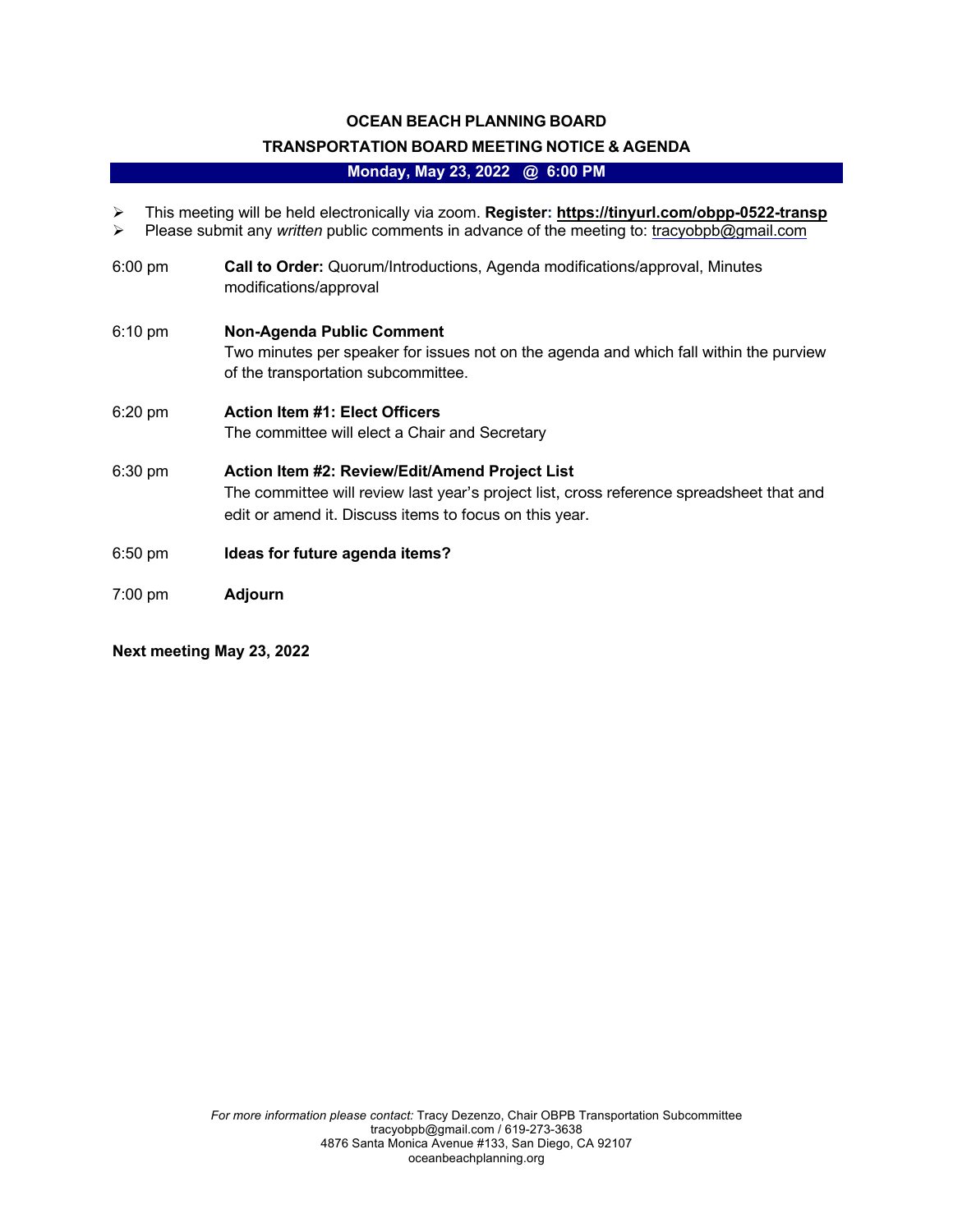# OCEAN BEACH PLANNING BOARD

## TRANSPORTATION BOARD MEETING NOTICE & AGENDA

**Monday, May 23, 2022 @ 6:00 PM**

- This meeting will be held electronically via zoom. **Register: https://tinyurl.com/obpp-0522-transp**
- Please submit any *written* public comments in advance of the meeting to: tracyobpb@gmail.com

6:00 pm **Call to Order:** Quorum/Introductions, Agenda modifications/approval, Minutes modifications/approval

6:10 pm **Non-Agenda Public Comment**
Two minutes per speaker for issues not on the agenda and which fall within the purview of the transportation subcommittee.

6:20 pm **Action Item #1: Elect Officers**
The committee will elect a Chair and Secretary

6:30 pm **Action Item #2: Review/Edit/Amend Project List**
The committee will review last year's project list, cross reference spreadsheet that and edit or amend it. Discuss items to focus on this year.

6:50 pm **Ideas for future agenda items?**

7:00 pm **Adjourn**

**Next meeting May 23, 2022**

*For more information please contact:* Tracy Dezenzo, Chair OBPB Transportation Subcommittee
tracyobpb@gmail.com / 619-273-3638
4876 Santa Monica Avenue #133, San Diego, CA 92107
oceanbeachplanning.org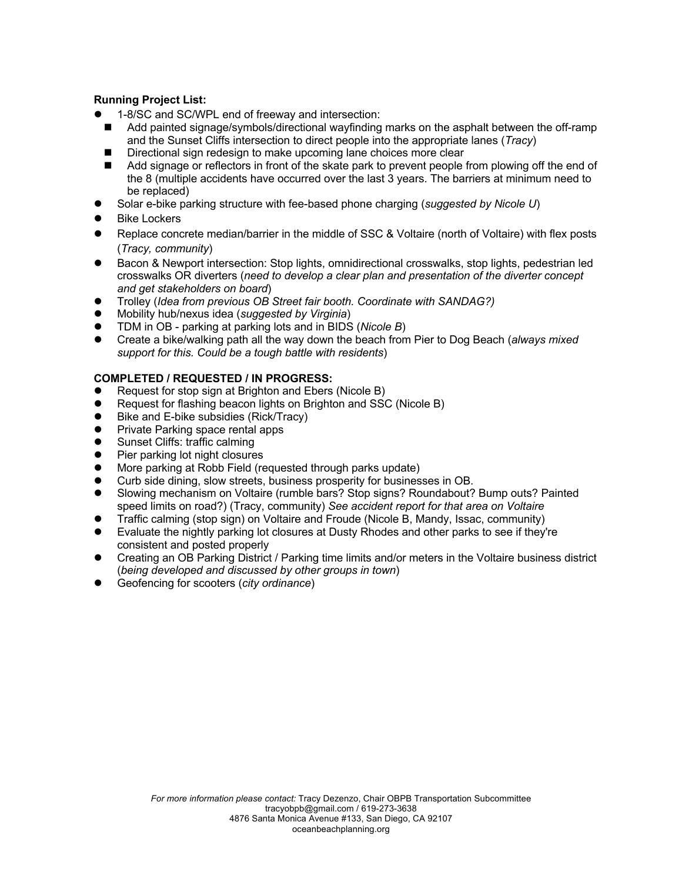**Running Project List:**

- 1-8/SC and SC/WPL end of freeway and intersection:
  - Add painted signage/symbols/directional wayfinding marks on the asphalt between the off-ramp and the Sunset Cliffs intersection to direct people into the appropriate lanes (*Tracy*)
  - Directional sign redesign to make upcoming lane choices more clear
  - Add signage or reflectors in front of the skate park to prevent people from plowing off the end of the 8 (multiple accidents have occurred over the last 3 years. The barriers at minimum need to be replaced)
- Solar e-bike parking structure with fee-based phone charging (*suggested by Nicole U*)
- Bike Lockers
- Replace concrete median/barrier in the middle of SSC & Voltaire (north of Voltaire) with flex posts (*Tracy, community*)
- Bacon & Newport intersection: Stop lights, omnidirectional crosswalks, stop lights, pedestrian led crosswalks OR diverters (*need to develop a clear plan and presentation of the diverter concept and get stakeholders on board*)
- Trolley (*Idea from previous OB Street fair booth. Coordinate with SANDAG?)*
- Mobility hub/nexus idea (*suggested by Virginia*)
- TDM in OB - parking at parking lots and in BIDS (*Nicole B*)
- Create a bike/walking path all the way down the beach from Pier to Dog Beach (*always mixed support for this. Could be a tough battle with residents*)

**COMPLETED / REQUESTED / IN PROGRESS:**

- Request for stop sign at Brighton and Ebers (Nicole B)
- Request for flashing beacon lights on Brighton and SSC (Nicole B)
- Bike and E-bike subsidies (Rick/Tracy)
- Private Parking space rental apps
- Sunset Cliffs: traffic calming
- Pier parking lot night closures
- More parking at Robb Field (requested through parks update)
- Curb side dining, slow streets, business prosperity for businesses in OB.
- Slowing mechanism on Voltaire (rumble bars? Stop signs? Roundabout? Bump outs? Painted speed limits on road?) (Tracy, community) *See accident report for that area on Voltaire*
- Traffic calming (stop sign) on Voltaire and Froude (Nicole B, Mandy, Issac, community)
- Evaluate the nightly parking lot closures at Dusty Rhodes and other parks to see if they're consistent and posted properly
- Creating an OB Parking District / Parking time limits and/or meters in the Voltaire business district (*being developed and discussed by other groups in town*)
- Geofencing for scooters (*city ordinance*)

*For more information please contact:* Tracy Dezenzo, Chair OBPB Transportation Subcommittee
tracyobpb@gmail.com / 619-273-3638
4876 Santa Monica Avenue #133, San Diego, CA 92107
oceanbeachplanning.org